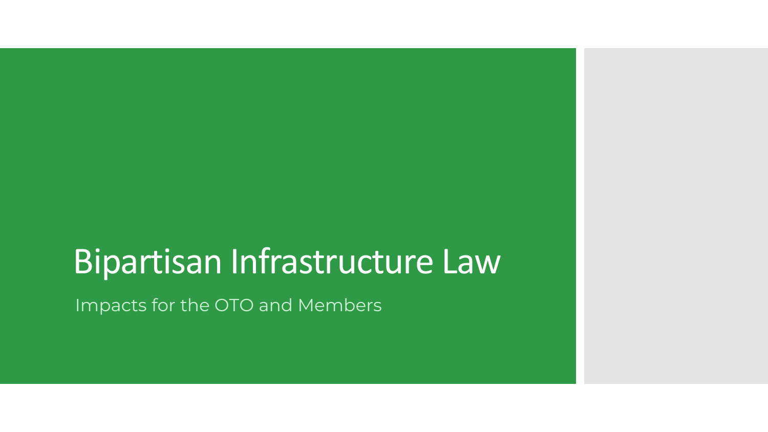# Bipartisan Infrastructure Law

Impacts for the OTO and Members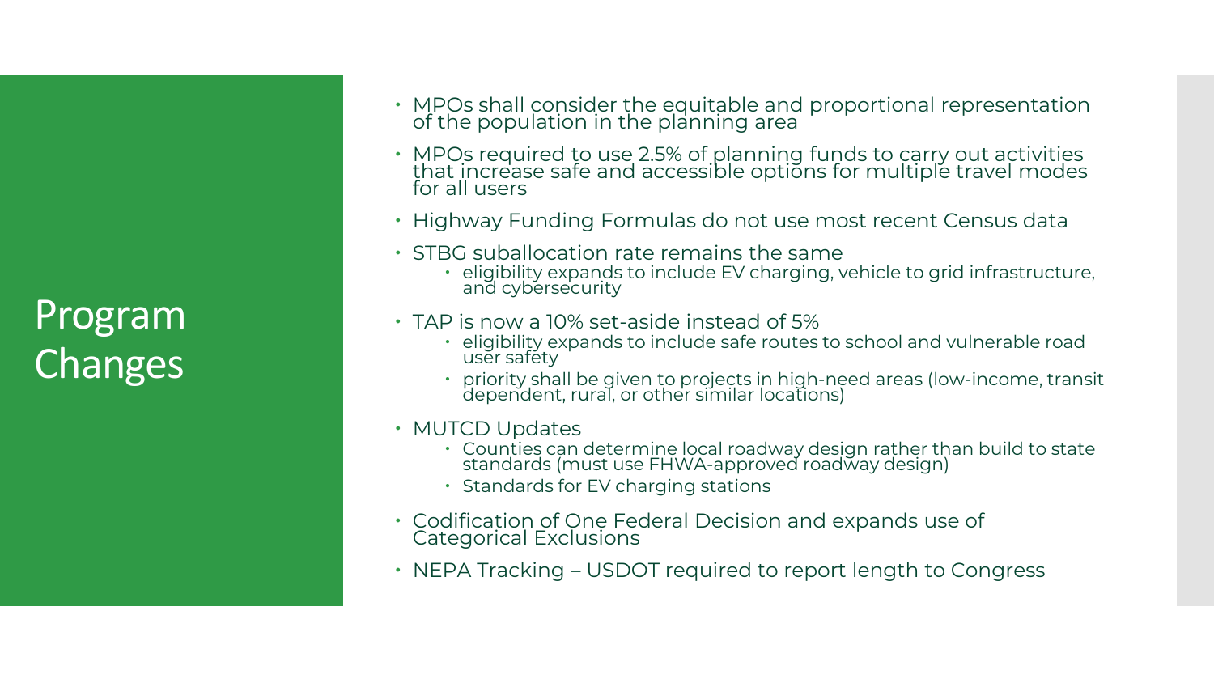# Program Changes

- MPOs shall consider the equitable and proportional representation of the population in the planning area
- MPOs required to use 2.5% of planning funds to carry out activities that increase safe and accessible options for multiple travel modes for all users
- Highway Funding Formulas do not use most recent Census data
- STBG suballocation rate remains the same
  - eligibility expands to include EV charging, vehicle to grid infrastructure, and cybersecurity
- TAP is now a 10% set-aside instead of 5%
  - eligibility expands to include safe routes to school and vulnerable road user safety
  - priority shall be given to projects in high-need areas (low-income, transit dependent, rural, or other similar locations)
- MUTCD Updates
  - Counties can determine local roadway design rather than build to state standards (must use FHWA-approved roadway design)
  - Standards for EV charging stations
- Codification of One Federal Decision and expands use of Categorical Exclusions
- NEPA Tracking – USDOT required to report length to Congress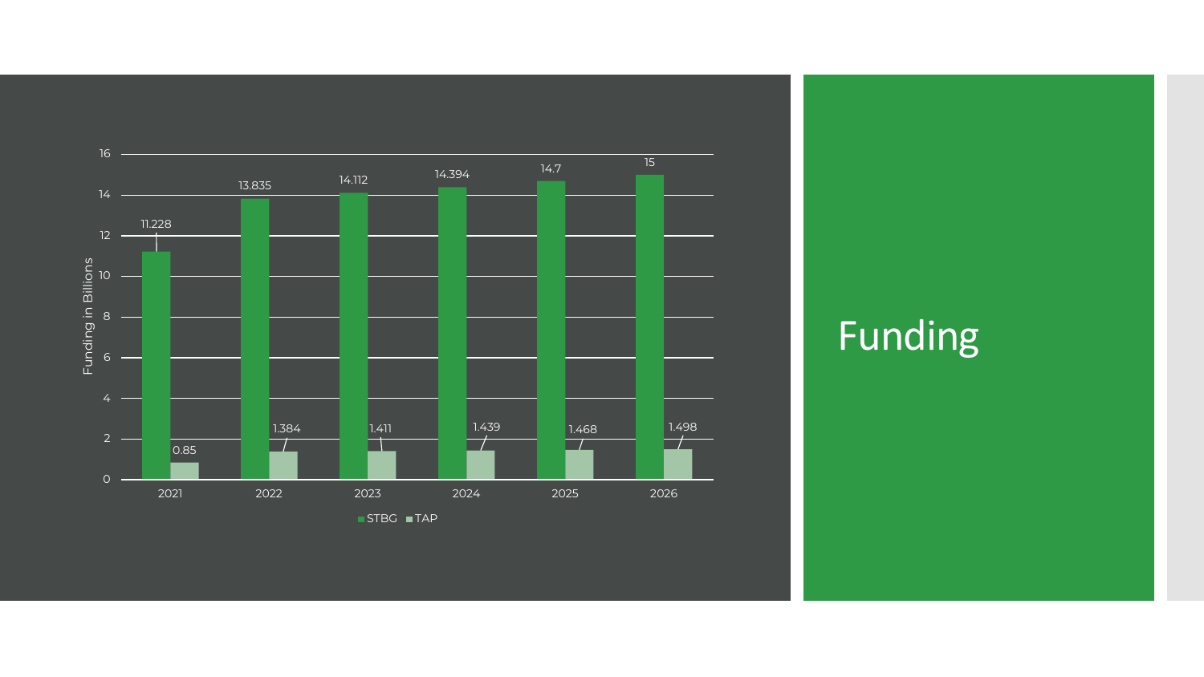# Funding

| Year | STBG (Funding in Billions) | TAP (Funding in Billions) |
|---|---|---|
| 2021 | 11.228 | 0.85 |
| 2022 | 13.835 | 1.384 |
| 2023 | 14.112 | 1.411 |
| 2024 | 14.394 | 1.439 |
| 2025 | 14.7 | 1.468 |
| 2026 | 15 | 1.498 |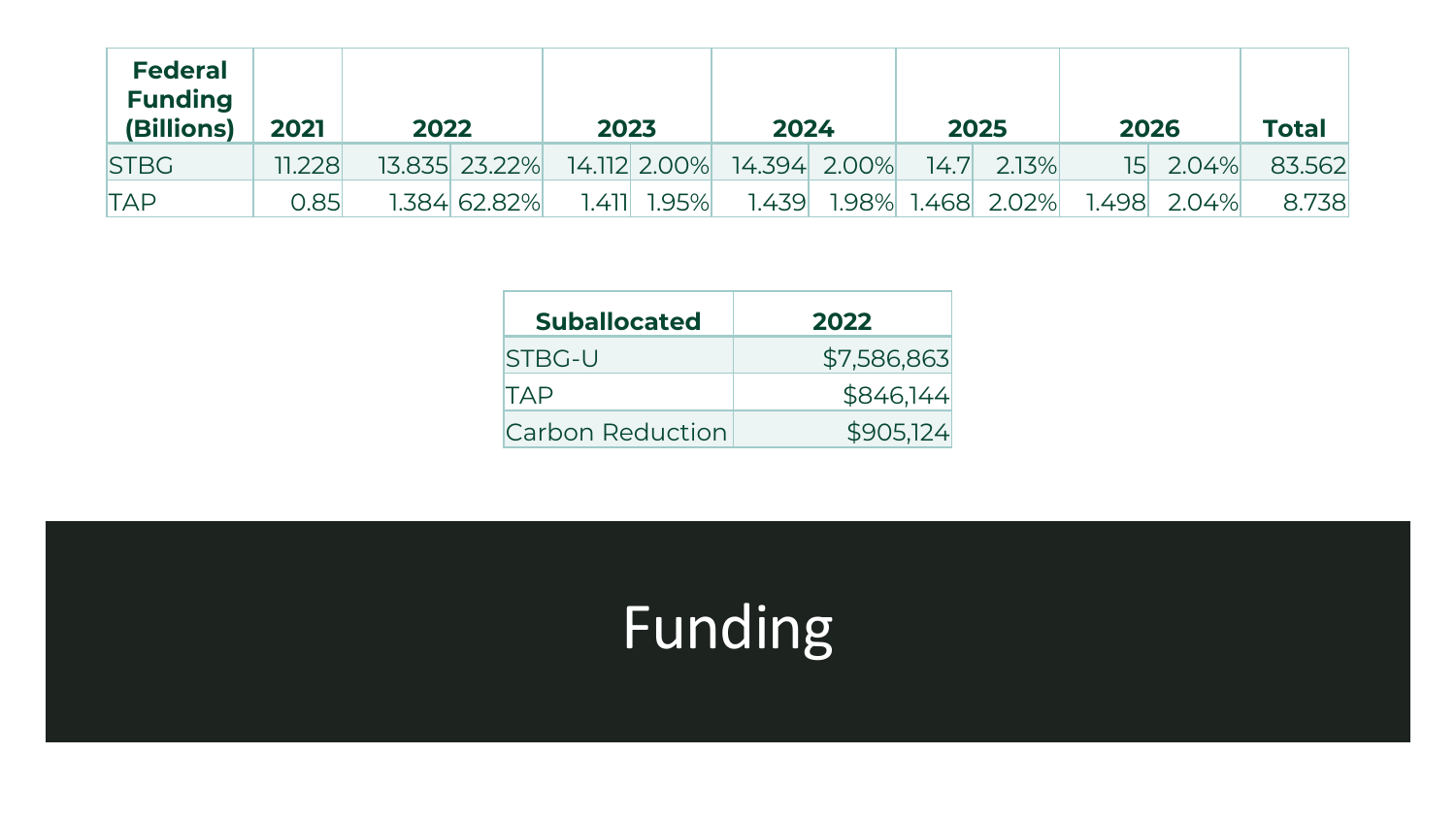| Federal Funding (Billions) | 2021 | 2022 | | 2023 | | 2024 | | 2025 | | 2026 | | Total |
|---|---|---|---|---|---|---|---|---|---|---|---|---|
| STBG | 11.228 | 13.835 | 23.22% | 14.112 | 2.00% | 14.394 | 2.00% | 14.7 | 2.13% | 15 | 2.04% | 83.562 |
| TAP | 0.85 | 1.384 | 62.82% | 1.411 | 1.95% | 1.439 | 1.98% | 1.468 | 2.02% | 1.498 | 2.04% | 8.738 |

| Suballocated | 2022 |
|---|---|
| STBG-U | $7,586,863 |
| TAP | $846,144 |
| Carbon Reduction | $905,124 |

# Funding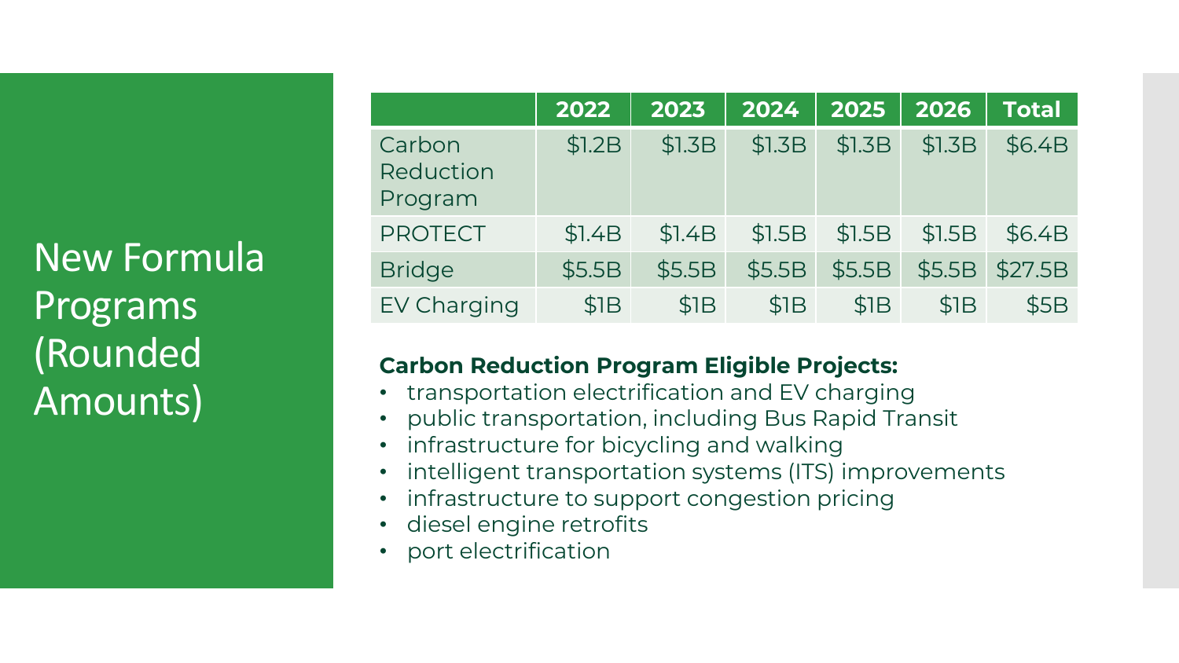# New Formula Programs (Rounded Amounts)

| | 2022 | 2023 | 2024 | 2025 | 2026 | Total |
|---|---|---|---|---|---|---|
| Carbon Reduction Program | $1.2B | $1.3B | $1.3B | $1.3B | $1.3B | $6.4B |
| PROTECT | $1.4B | $1.4B | $1.5B | $1.5B | $1.5B | $6.4B |
| Bridge | $5.5B | $5.5B | $5.5B | $5.5B | $5.5B | $27.5B |
| EV Charging | $1B | $1B | $1B | $1B | $1B | $5B |

**Carbon Reduction Program Eligible Projects:**

- transportation electrification and EV charging
- public transportation, including Bus Rapid Transit
- infrastructure for bicycling and walking
- intelligent transportation systems (ITS) improvements
- infrastructure to support congestion pricing
- diesel engine retrofits
- port electrification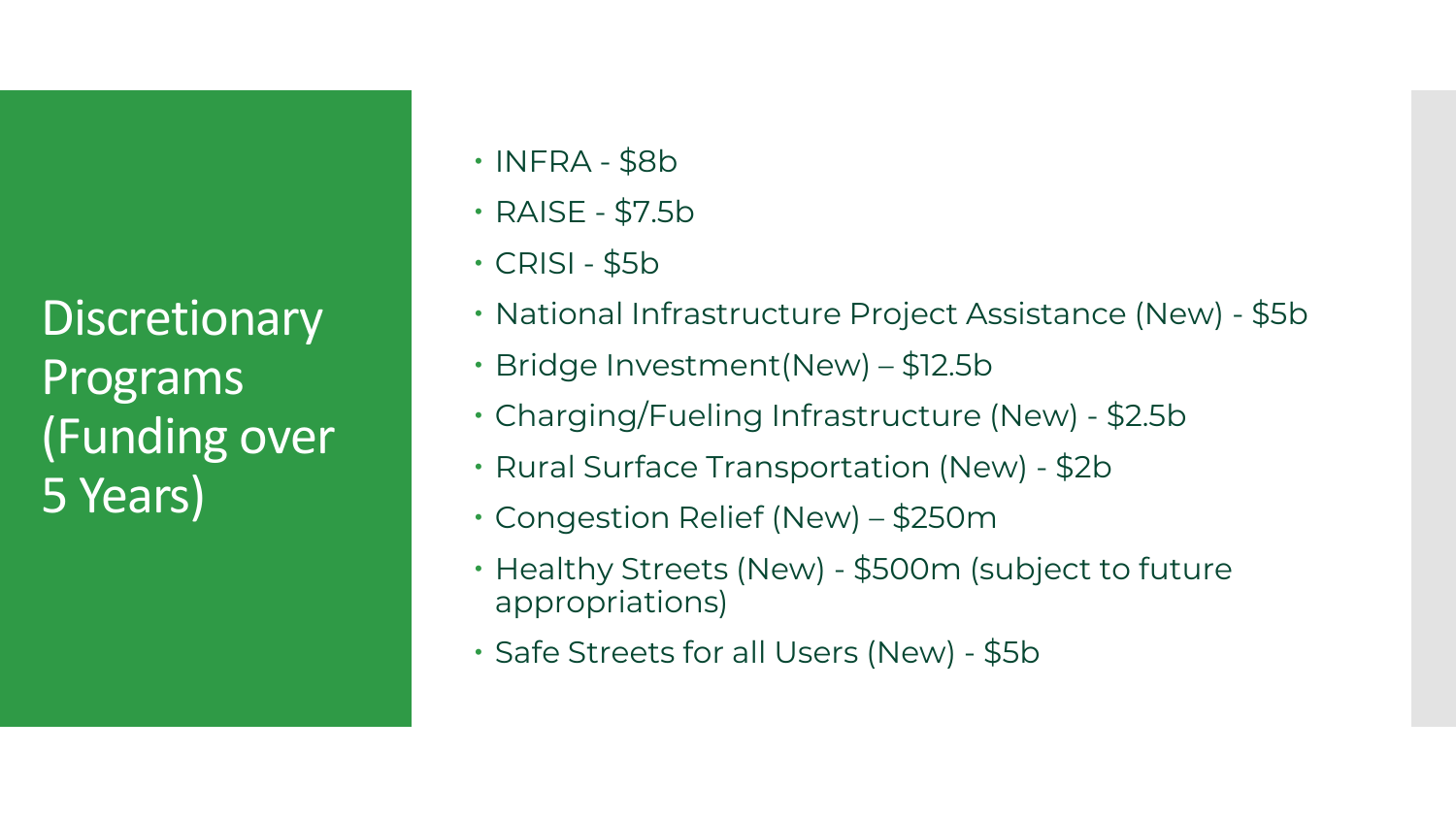# Discretionary Programs (Funding over 5 Years)

- INFRA - $8b
- RAISE - $7.5b
- CRISI - $5b
- National Infrastructure Project Assistance (New) - $5b
- Bridge Investment(New) – $12.5b
- Charging/Fueling Infrastructure (New) - $2.5b
- Rural Surface Transportation (New) - $2b
- Congestion Relief (New) – $250m
- Healthy Streets (New) - $500m (subject to future appropriations)
- Safe Streets for all Users (New) - $5b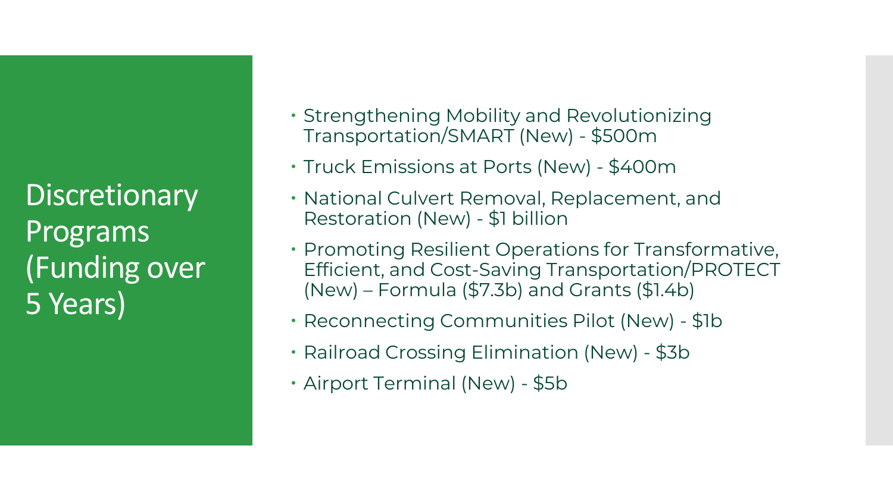# Discretionary Programs (Funding over 5 Years)

- Strengthening Mobility and Revolutionizing Transportation/SMART (New) - $500m
- Truck Emissions at Ports (New) - $400m
- National Culvert Removal, Replacement, and Restoration (New) - $1 billion
- Promoting Resilient Operations for Transformative, Efficient, and Cost-Saving Transportation/PROTECT (New) – Formula ($7.3b) and Grants ($1.4b)
- Reconnecting Communities Pilot (New) - $1b
- Railroad Crossing Elimination (New) - $3b
- Airport Terminal (New) - $5b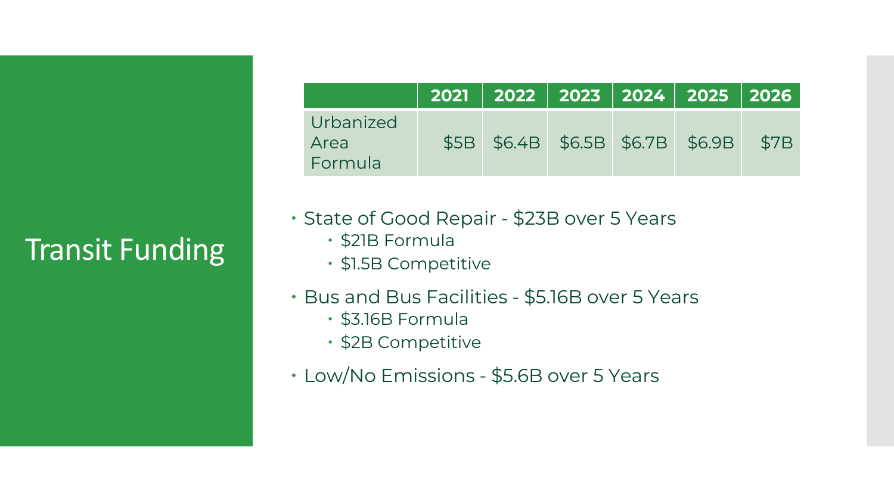# Transit Funding

| | 2021 | 2022 | 2023 | 2024 | 2025 | 2026 |
|---|---|---|---|---|---|---|
| Urbanized Area Formula | $5B | $6.4B | $6.5B | $6.7B | $6.9B | $7B |

- State of Good Repair - $23B over 5 Years
  - $21B Formula
  - $1.5B Competitive
- Bus and Bus Facilities - $5.16B over 5 Years
  - $3.16B Formula
  - $2B Competitive
- Low/No Emissions - $5.6B over 5 Years